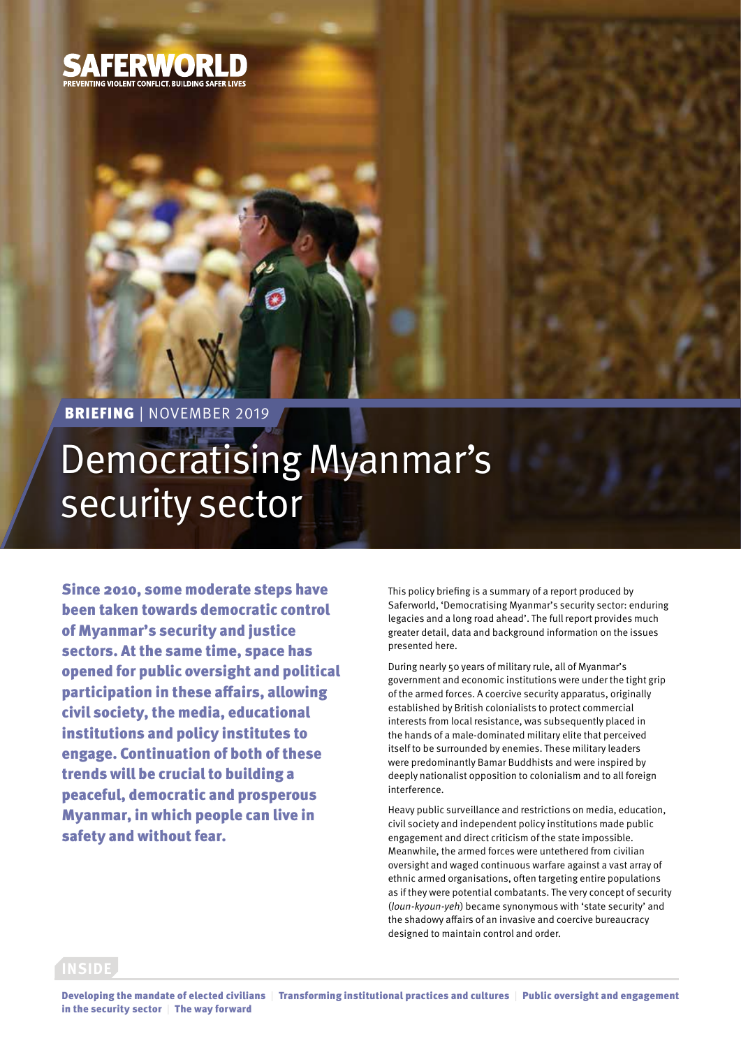SAFERWORLD

PREVENTING VIOLENT CONFLICT. BUILDING SAFER LIVES

**BRIEFING** | NOVEMBER 2019

# Democratising Myanmar's security sector

**Since 2010, some moderate steps have been taken towards democratic control of Myanmar's security and justice sectors. At the same time, space has opened for public oversight and political participation in these affairs, allowing civil society, the media, educational institutions and policy institutes to engage. Continuation of both of these trends will be crucial to building a peaceful, democratic and prosperous Myanmar, in which people can live in safety and without fear.**

This policy briefing is a summary of a report produced by Saferworld, 'Democratising Myanmar's security sector: enduring legacies and a long road ahead'. The full report provides much greater detail, data and background information on the issues presented here.

During nearly 50 years of military rule, all of Myanmar's government and economic institutions were under the tight grip of the armed forces. A coercive security apparatus, originally established by British colonialists to protect commercial interests from local resistance, was subsequently placed in the hands of a male-dominated military elite that perceived itself to be surrounded by enemies. These military leaders were predominantly Bamar Buddhists and were inspired by deeply nationalist opposition to colonialism and to all foreign interference.

Heavy public surveillance and restrictions on media, education, civil society and independent policy institutions made public engagement and direct criticism of the state impossible. Meanwhile, the armed forces were untethered from civilian oversight and waged continuous warfare against a vast array of ethnic armed organisations, often targeting entire populations as if they were potential combatants. The very concept of security (*loun-kyoun-yeh*) became synonymous with 'state security' and the shadowy affairs of an invasive and coercive bureaucracy designed to maintain control and order.

**INSIDE**

**Developing the mandate of elected civilians** | **Transforming institutional practices and cultures** | **Public oversight and engagement in the security sector** | **The way forward**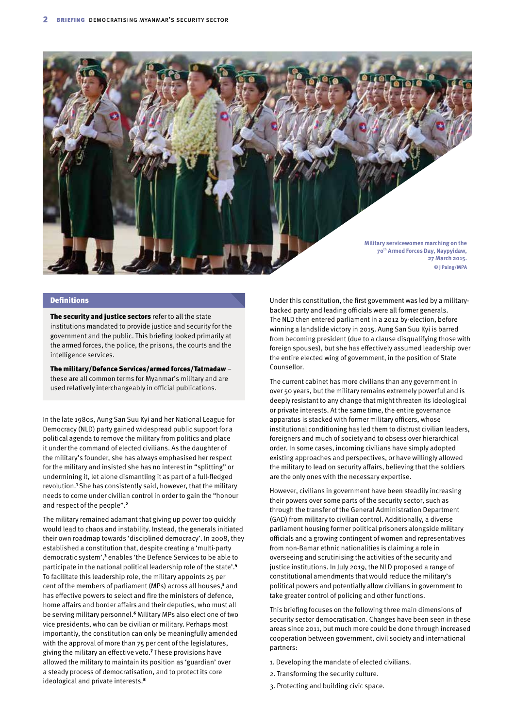Military servicewomen marching on the 70th Armed Forces Day, Naypyidaw, 27 March 2015.
© J Paing/MPA

## Definitions

**The security and justice sectors** refer to all the state institutions mandated to provide justice and security for the government and the public. This briefing looked primarily at the armed forces, the police, the prisons, the courts and the intelligence services.

**The military/Defence Services/armed forces/Tatmadaw** – these are all common terms for Myanmar's military and are used relatively interchangeably in official publications.

In the late 1980s, Aung San Suu Kyi and her National League for Democracy (NLD) party gained widespread public support for a political agenda to remove the military from politics and place it under the command of elected civilians. As the daughter of the military's founder, she has always emphasised her respect for the military and insisted she has no interest in "splitting" or undermining it, let alone dismantling it as part of a full-fledged revolution.[1] She has consistently said, however, that the military needs to come under civilian control in order to gain the "honour and respect of the people".[2]

The military remained adamant that giving up power too quickly would lead to chaos and instability. Instead, the generals initiated their own roadmap towards 'disciplined democracy'. In 2008, they established a constitution that, despite creating a 'multi-party democratic system',[3] enables 'the Defence Services to be able to participate in the national political leadership role of the state'.[4] To facilitate this leadership role, the military appoints 25 per cent of the members of parliament (MPs) across all houses,[5] and has effective powers to select and fire the ministers of defence, home affairs and border affairs and their deputies, who must all be serving military personnel.[6] Military MPs also elect one of two vice presidents, who can be civilian or military. Perhaps most importantly, the constitution can only be meaningfully amended with the approval of more than 75 per cent of the legislatures, giving the military an effective veto.[7] These provisions have allowed the military to maintain its position as 'guardian' over a steady process of democratisation, and to protect its core ideological and private interests.[8]

Under this constitution, the first government was led by a military-backed party and leading officials were all former generals. The NLD then entered parliament in a 2012 by-election, before winning a landslide victory in 2015. Aung San Suu Kyi is barred from becoming president (due to a clause disqualifying those with foreign spouses), but she has effectively assumed leadership over the entire elected wing of government, in the position of State Counsellor.

The current cabinet has more civilians than any government in over 50 years, but the military remains extremely powerful and is deeply resistant to any change that might threaten its ideological or private interests. At the same time, the entire governance apparatus is stacked with former military officers, whose institutional conditioning has led them to distrust civilian leaders, foreigners and much of society and to obsess over hierarchical order. In some cases, incoming civilians have simply adopted existing approaches and perspectives, or have willingly allowed the military to lead on security affairs, believing that the soldiers are the only ones with the necessary expertise.

However, civilians in government have been steadily increasing their powers over some parts of the security sector, such as through the transfer of the General Administration Department (GAD) from military to civilian control. Additionally, a diverse parliament housing former political prisoners alongside military officials and a growing contingent of women and representatives from non-Bamar ethnic nationalities is claiming a role in overseeing and scrutinising the activities of the security and justice institutions. In July 2019, the NLD proposed a range of constitutional amendments that would reduce the military's political powers and potentially allow civilians in government to take greater control of policing and other functions.

This briefing focuses on the following three main dimensions of security sector democratisation. Changes have been seen in these areas since 2011, but much more could be done through increased cooperation between government, civil society and international partners:

1. Developing the mandate of elected civilians.
2. Transforming the security culture.
3. Protecting and building civic space.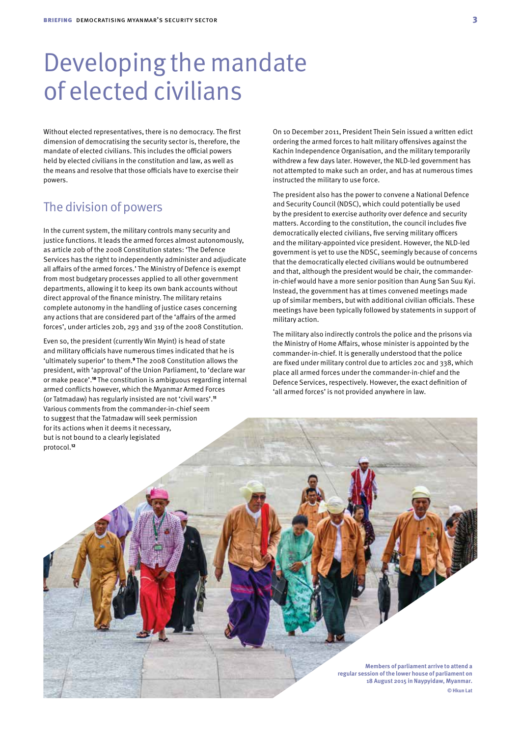# Developing the mandate of elected civilians

Without elected representatives, there is no democracy. The first dimension of democratising the security sector is, therefore, the mandate of elected civilians. This includes the official powers held by elected civilians in the constitution and law, as well as the means and resolve that those officials have to exercise their powers.

## The division of powers

In the current system, the military controls many security and justice functions. It leads the armed forces almost autonomously, as article 20b of the 2008 Constitution states: 'The Defence Services has the right to independently administer and adjudicate all affairs of the armed forces.' The Ministry of Defence is exempt from most budgetary processes applied to all other government departments, allowing it to keep its own bank accounts without direct approval of the finance ministry. The military retains complete autonomy in the handling of justice cases concerning any actions that are considered part of the 'affairs of the armed forces', under articles 20b, 293 and 319 of the 2008 Constitution.

Even so, the president (currently Win Myint) is head of state and military officials have numerous times indicated that he is 'ultimately superior' to them.[9] The 2008 Constitution allows the president, with 'approval' of the Union Parliament, to 'declare war or make peace'.[10] The constitution is ambiguous regarding internal armed conflicts however, which the Myanmar Armed Forces (or Tatmadaw) has regularly insisted are not 'civil wars'.[11] Various comments from the commander-in-chief seem to suggest that the Tatmadaw will seek permission for its actions when it deems it necessary, but is not bound to a clearly legislated protocol.[12]

On 10 December 2011, President Thein Sein issued a written edict ordering the armed forces to halt military offensives against the Kachin Independence Organisation, and the military temporarily withdrew a few days later. However, the NLD-led government has not attempted to make such an order, and has at numerous times instructed the military to use force.

The president also has the power to convene a National Defence and Security Council (NDSC), which could potentially be used by the president to exercise authority over defence and security matters. According to the constitution, the council includes five democratically elected civilians, five serving military officers and the military-appointed vice president. However, the NLD-led government is yet to use the NDSC, seemingly because of concerns that the democratically elected civilians would be outnumbered and that, although the president would be chair, the commander-in-chief would have a more senior position than Aung San Suu Kyi. Instead, the government has at times convened meetings made up of similar members, but with additional civilian officials. These meetings have been typically followed by statements in support of military action.

The military also indirectly controls the police and the prisons via the Ministry of Home Affairs, whose minister is appointed by the commander-in-chief. It is generally understood that the police are fixed under military control due to articles 20c and 338, which place all armed forces under the commander-in-chief and the Defence Services, respectively. However, the exact definition of 'all armed forces' is not provided anywhere in law.

Members of parliament arrive to attend a regular session of the lower house of parliament on 18 August 2015 in Naypyidaw, Myanmar.
© Hkun Lat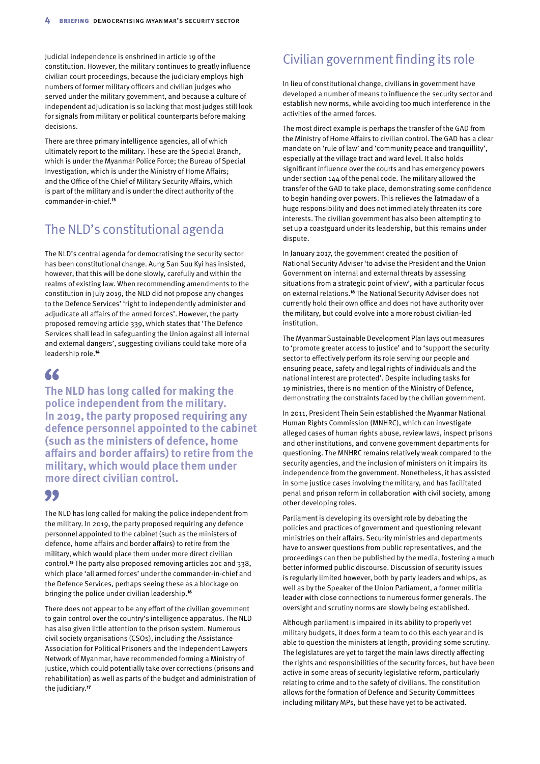Judicial independence is enshrined in article 19 of the constitution. However, the military continues to greatly influence civilian court proceedings, because the judiciary employs high numbers of former military officers and civilian judges who served under the military government, and because a culture of independent adjudication is so lacking that most judges still look for signals from military or political counterparts before making decisions.

There are three primary intelligence agencies, all of which ultimately report to the military. These are the Special Branch, which is under the Myanmar Police Force; the Bureau of Special Investigation, which is under the Ministry of Home Affairs; and the Office of the Chief of Military Security Affairs, which is part of the military and is under the direct authority of the commander-in-chief.[13]

## The NLD's constitutional agenda

The NLD's central agenda for democratising the security sector has been constitutional change. Aung San Suu Kyi has insisted, however, that this will be done slowly, carefully and within the realms of existing law. When recommending amendments to the constitution in July 2019, the NLD did not propose any changes to the Defence Services' 'right to independently administer and adjudicate all affairs of the armed forces'. However, the party proposed removing article 339, which states that 'The Defence Services shall lead in safeguarding the Union against all internal and external dangers', suggesting civilians could take more of a leadership role.[14]

> **"The NLD has long called for making the police independent from the military. In 2019, the party proposed requiring any defence personnel appointed to the cabinet (such as the ministers of defence, home affairs and border affairs) to retire from the military, which would place them under more direct civilian control."**

The NLD has long called for making the police independent from the military. In 2019, the party proposed requiring any defence personnel appointed to the cabinet (such as the ministers of defence, home affairs and border affairs) to retire from the military, which would place them under more direct civilian control.[15] The party also proposed removing articles 20c and 338, which place 'all armed forces' under the commander-in-chief and the Defence Services, perhaps seeing these as a blockage on bringing the police under civilian leadership.[16]

There does not appear to be any effort of the civilian government to gain control over the country's intelligence apparatus. The NLD has also given little attention to the prison system. Numerous civil society organisations (CSOs), including the Assistance Association for Political Prisoners and the Independent Lawyers Network of Myanmar, have recommended forming a Ministry of Justice, which could potentially take over corrections (prisons and rehabilitation) as well as parts of the budget and administration of the judiciary.[17]

## Civilian government finding its role

In lieu of constitutional change, civilians in government have developed a number of means to influence the security sector and establish new norms, while avoiding too much interference in the activities of the armed forces.

The most direct example is perhaps the transfer of the GAD from the Ministry of Home Affairs to civilian control. The GAD has a clear mandate on 'rule of law' and 'community peace and tranquillity', especially at the village tract and ward level. It also holds significant influence over the courts and has emergency powers under section 144 of the penal code. The military allowed the transfer of the GAD to take place, demonstrating some confidence to begin handing over powers. This relieves the Tatmadaw of a huge responsibility and does not immediately threaten its core interests. The civilian government has also been attempting to set up a coastguard under its leadership, but this remains under dispute.

In January 2017, the government created the position of National Security Adviser 'to advise the President and the Union Government on internal and external threats by assessing situations from a strategic point of view', with a particular focus on external relations.[18] The National Security Adviser does not currently hold their own office and does not have authority over the military, but could evolve into a more robust civilian-led institution.

The Myanmar Sustainable Development Plan lays out measures to 'promote greater access to justice' and to 'support the security sector to effectively perform its role serving our people and ensuring peace, safety and legal rights of individuals and the national interest are protected'. Despite including tasks for 19 ministries, there is no mention of the Ministry of Defence, demonstrating the constraints faced by the civilian government.

In 2011, President Thein Sein established the Myanmar National Human Rights Commission (MNHRC), which can investigate alleged cases of human rights abuse, review laws, inspect prisons and other institutions, and convene government departments for questioning. The MNHRC remains relatively weak compared to the security agencies, and the inclusion of ministers on it impairs its independence from the government. Nonetheless, it has assisted in some justice cases involving the military, and has facilitated penal and prison reform in collaboration with civil society, among other developing roles.

Parliament is developing its oversight role by debating the policies and practices of government and questioning relevant ministries on their affairs. Security ministries and departments have to answer questions from public representatives, and the proceedings can then be published by the media, fostering a much better informed public discourse. Discussion of security issues is regularly limited however, both by party leaders and whips, as well as by the Speaker of the Union Parliament, a former militia leader with close connections to numerous former generals. The oversight and scrutiny norms are slowly being established.

Although parliament is impaired in its ability to properly vet military budgets, it does form a team to do this each year and is able to question the ministers at length, providing some scrutiny. The legislatures are yet to target the main laws directly affecting the rights and responsibilities of the security forces, but have been active in some areas of security legislative reform, particularly relating to crime and to the safety of civilians. The constitution allows for the formation of Defence and Security Committees including military MPs, but these have yet to be activated.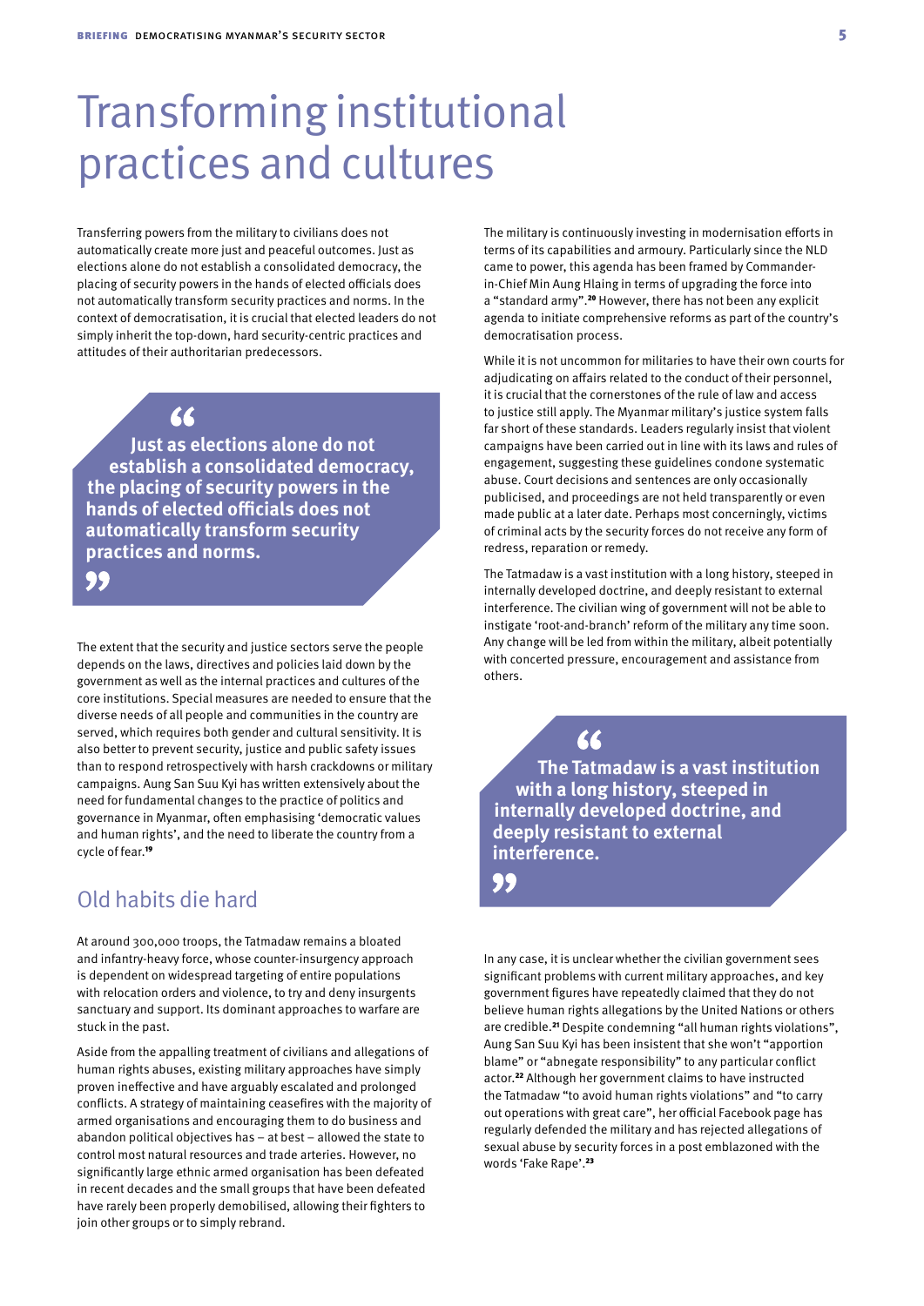# Transforming institutional practices and cultures

Transferring powers from the military to civilians does not automatically create more just and peaceful outcomes. Just as elections alone do not establish a consolidated democracy, the placing of security powers in the hands of elected officials does not automatically transform security practices and norms. In the context of democratisation, it is crucial that elected leaders do not simply inherit the top-down, hard security-centric practices and attitudes of their authoritarian predecessors.

> **"Just as elections alone do not establish a consolidated democracy, the placing of security powers in the hands of elected officials does not automatically transform security practices and norms."**

The extent that the security and justice sectors serve the people depends on the laws, directives and policies laid down by the government as well as the internal practices and cultures of the core institutions. Special measures are needed to ensure that the diverse needs of all people and communities in the country are served, which requires both gender and cultural sensitivity. It is also better to prevent security, justice and public safety issues than to respond retrospectively with harsh crackdowns or military campaigns. Aung San Suu Kyi has written extensively about the need for fundamental changes to the practice of politics and governance in Myanmar, often emphasising 'democratic values and human rights', and the need to liberate the country from a cycle of fear.[19]

## Old habits die hard

At around 300,000 troops, the Tatmadaw remains a bloated and infantry-heavy force, whose counter-insurgency approach is dependent on widespread targeting of entire populations with relocation orders and violence, to try and deny insurgents sanctuary and support. Its dominant approaches to warfare are stuck in the past.

Aside from the appalling treatment of civilians and allegations of human rights abuses, existing military approaches have simply proven ineffective and have arguably escalated and prolonged conflicts. A strategy of maintaining ceasefires with the majority of armed organisations and encouraging them to do business and abandon political objectives has – at best – allowed the state to control most natural resources and trade arteries. However, no significantly large ethnic armed organisation has been defeated in recent decades and the small groups that have been defeated have rarely been properly demobilised, allowing their fighters to join other groups or to simply rebrand.

The military is continuously investing in modernisation efforts in terms of its capabilities and armoury. Particularly since the NLD came to power, this agenda has been framed by Commander-in-Chief Min Aung Hlaing in terms of upgrading the force into a "standard army".[20] However, there has not been any explicit agenda to initiate comprehensive reforms as part of the country's democratisation process.

While it is not uncommon for militaries to have their own courts for adjudicating on affairs related to the conduct of their personnel, it is crucial that the cornerstones of the rule of law and access to justice still apply. The Myanmar military's justice system falls far short of these standards. Leaders regularly insist that violent campaigns have been carried out in line with its laws and rules of engagement, suggesting these guidelines condone systematic abuse. Court decisions and sentences are only occasionally publicised, and proceedings are not held transparently or even made public at a later date. Perhaps most concerningly, victims of criminal acts by the security forces do not receive any form of redress, reparation or remedy.

The Tatmadaw is a vast institution with a long history, steeped in internally developed doctrine, and deeply resistant to external interference. The civilian wing of government will not be able to instigate 'root-and-branch' reform of the military any time soon. Any change will be led from within the military, albeit potentially with concerted pressure, encouragement and assistance from others.

> **"The Tatmadaw is a vast institution with a long history, steeped in internally developed doctrine, and deeply resistant to external interference."**

In any case, it is unclear whether the civilian government sees significant problems with current military approaches, and key government figures have repeatedly claimed that they do not believe human rights allegations by the United Nations or others are credible.[21] Despite condemning "all human rights violations", Aung San Suu Kyi has been insistent that she won't "apportion blame" or "abnegate responsibility" to any particular conflict actor.[22] Although her government claims to have instructed the Tatmadaw "to avoid human rights violations" and "to carry out operations with great care", her official Facebook page has regularly defended the military and has rejected allegations of sexual abuse by security forces in a post emblazoned with the words 'Fake Rape'.[23]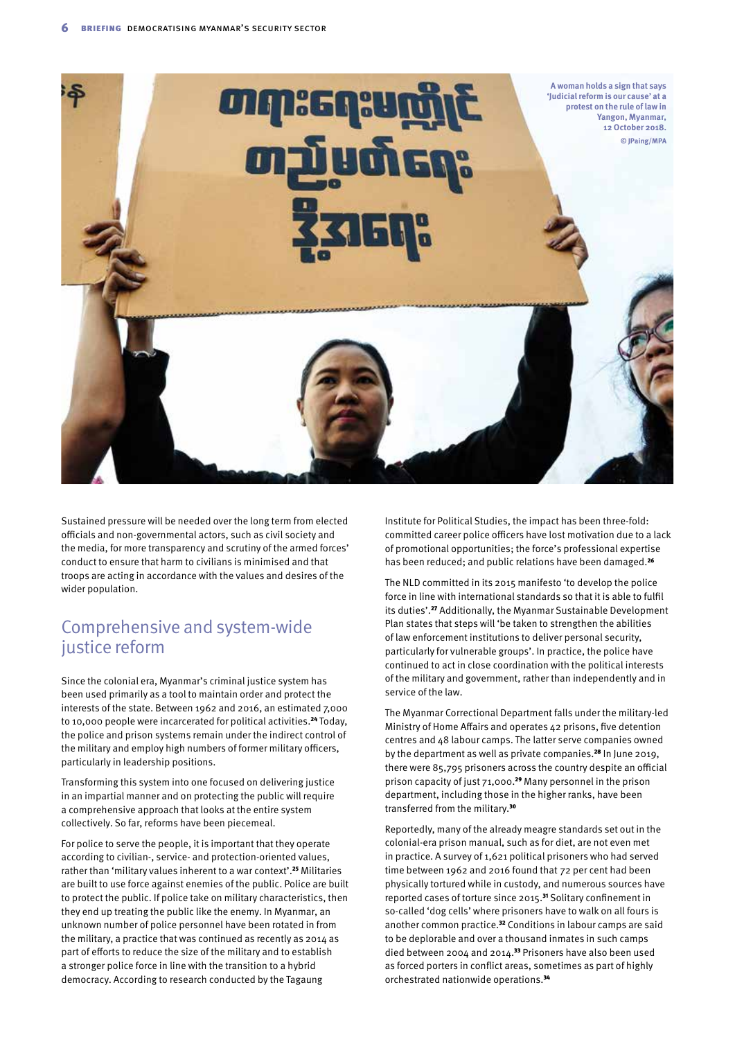A woman holds a sign that says 'Judicial reform is our cause' at a protest on the rule of law in Yangon, Myanmar, 12 October 2018.
© JPaing/MPA

Sustained pressure will be needed over the long term from elected officials and non-governmental actors, such as civil society and the media, for more transparency and scrutiny of the armed forces' conduct to ensure that harm to civilians is minimised and that troops are acting in accordance with the values and desires of the wider population.

## Comprehensive and system-wide justice reform

Since the colonial era, Myanmar's criminal justice system has been used primarily as a tool to maintain order and protect the interests of the state. Between 1962 and 2016, an estimated 7,000 to 10,000 people were incarcerated for political activities.[24] Today, the police and prison systems remain under the indirect control of the military and employ high numbers of former military officers, particularly in leadership positions.

Transforming this system into one focused on delivering justice in an impartial manner and on protecting the public will require a comprehensive approach that looks at the entire system collectively. So far, reforms have been piecemeal.

For police to serve the people, it is important that they operate according to civilian-, service- and protection-oriented values, rather than 'military values inherent to a war context'.[25] Militaries are built to use force against enemies of the public. Police are built to protect the public. If police take on military characteristics, then they end up treating the public like the enemy. In Myanmar, an unknown number of police personnel have been rotated in from the military, a practice that was continued as recently as 2014 as part of efforts to reduce the size of the military and to establish a stronger police force in line with the transition to a hybrid democracy. According to research conducted by the Tagaung Institute for Political Studies, the impact has been three-fold: committed career police officers have lost motivation due to a lack of promotional opportunities; the force's professional expertise has been reduced; and public relations have been damaged.[26]

The NLD committed in its 2015 manifesto 'to develop the police force in line with international standards so that it is able to fulfil its duties'.[27] Additionally, the Myanmar Sustainable Development Plan states that steps will 'be taken to strengthen the abilities of law enforcement institutions to deliver personal security, particularly for vulnerable groups'. In practice, the police have continued to act in close coordination with the political interests of the military and government, rather than independently and in service of the law.

The Myanmar Correctional Department falls under the military-led Ministry of Home Affairs and operates 42 prisons, five detention centres and 48 labour camps. The latter serve companies owned by the department as well as private companies.[28] In June 2019, there were 85,795 prisoners across the country despite an official prison capacity of just 71,000.[29] Many personnel in the prison department, including those in the higher ranks, have been transferred from the military.[30]

Reportedly, many of the already meagre standards set out in the colonial-era prison manual, such as for diet, are not even met in practice. A survey of 1,621 political prisoners who had served time between 1962 and 2016 found that 72 per cent had been physically tortured while in custody, and numerous sources have reported cases of torture since 2015.[31] Solitary confinement in so-called 'dog cells' where prisoners have to walk on all fours is another common practice.[32] Conditions in labour camps are said to be deplorable and over a thousand inmates in such camps died between 2004 and 2014.[33] Prisoners have also been used as forced porters in conflict areas, sometimes as part of highly orchestrated nationwide operations.[34]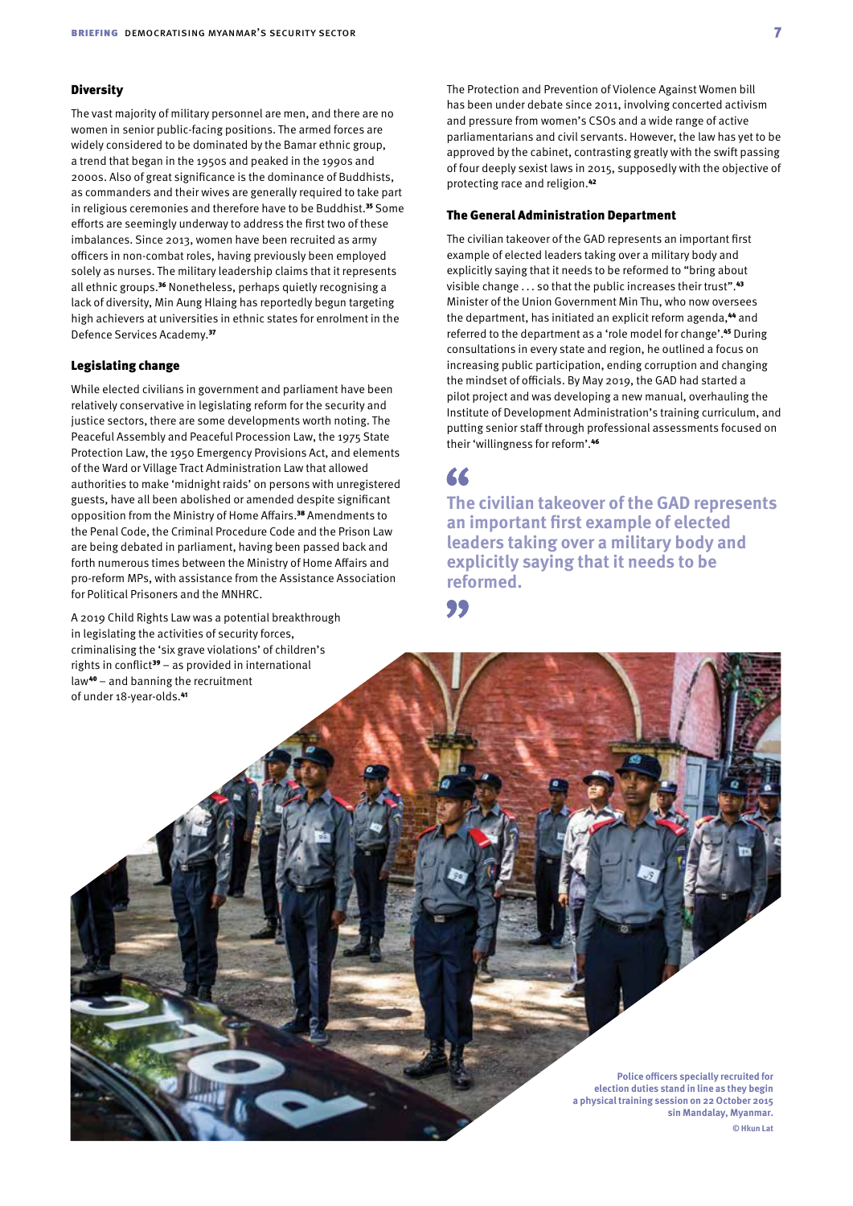## Diversity

The vast majority of military personnel are men, and there are no women in senior public-facing positions. The armed forces are widely considered to be dominated by the Bamar ethnic group, a trend that began in the 1950s and peaked in the 1990s and 2000s. Also of great significance is the dominance of Buddhists, as commanders and their wives are generally required to take part in religious ceremonies and therefore have to be Buddhist.[35] Some efforts are seemingly underway to address the first two of these imbalances. Since 2013, women have been recruited as army officers in non-combat roles, having previously been employed solely as nurses. The military leadership claims that it represents all ethnic groups.[36] Nonetheless, perhaps quietly recognising a lack of diversity, Min Aung Hlaing has reportedly begun targeting high achievers at universities in ethnic states for enrolment in the Defence Services Academy.[37]

## Legislating change

While elected civilians in government and parliament have been relatively conservative in legislating reform for the security and justice sectors, there are some developments worth noting. The Peaceful Assembly and Peaceful Procession Law, the 1975 State Protection Law, the 1950 Emergency Provisions Act, and elements of the Ward or Village Tract Administration Law that allowed authorities to make 'midnight raids' on persons with unregistered guests, have all been abolished or amended despite significant opposition from the Ministry of Home Affairs.[38] Amendments to the Penal Code, the Criminal Procedure Code and the Prison Law are being debated in parliament, having been passed back and forth numerous times between the Ministry of Home Affairs and pro-reform MPs, with assistance from the Assistance Association for Political Prisoners and the MNHRC.

A 2019 Child Rights Law was a potential breakthrough in legislating the activities of security forces, criminalising the 'six grave violations' of children's rights in conflict[39] – as provided in international law[40] – and banning the recruitment of under 18-year-olds.[41]

The Protection and Prevention of Violence Against Women bill has been under debate since 2011, involving concerted activism and pressure from women's CSOs and a wide range of active parliamentarians and civil servants. However, the law has yet to be approved by the cabinet, contrasting greatly with the swift passing of four deeply sexist laws in 2015, supposedly with the objective of protecting race and religion.[42]

## The General Administration Department

The civilian takeover of the GAD represents an important first example of elected leaders taking over a military body and explicitly saying that it needs to be reformed to "bring about visible change . . . so that the public increases their trust".[43] Minister of the Union Government Min Thu, who now oversees the department, has initiated an explicit reform agenda,[44] and referred to the department as a 'role model for change'.[45] During consultations in every state and region, he outlined a focus on increasing public participation, ending corruption and changing the mindset of officials. By May 2019, the GAD had started a pilot project and was developing a new manual, overhauling the Institute of Development Administration's training curriculum, and putting senior staff through professional assessments focused on their 'willingness for reform'.[46]

> **The civilian takeover of the GAD represents an important first example of elected leaders taking over a military body and explicitly saying that it needs to be reformed.**

Police officers specially recruited for election duties stand in line as they begin a physical training session on 22 October 2015 sin Mandalay, Myanmar.
© Hkun Lat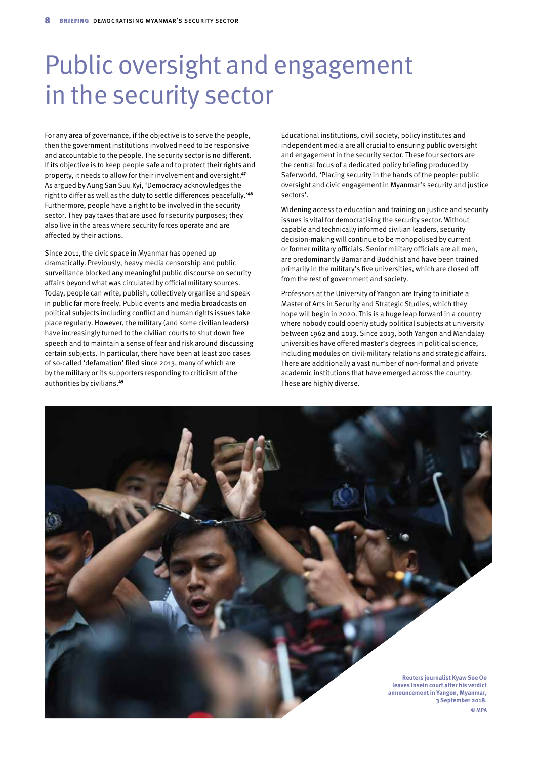# Public oversight and engagement in the security sector

For any area of governance, if the objective is to serve the people, then the government institutions involved need to be responsive and accountable to the people. The security sector is no different. If its objective is to keep people safe and to protect their rights and property, it needs to allow for their involvement and oversight.[47] As argued by Aung San Suu Kyi, 'Democracy acknowledges the right to differ as well as the duty to settle differences peacefully.'[48] Furthermore, people have a right to be involved in the security sector. They pay taxes that are used for security purposes; they also live in the areas where security forces operate and are affected by their actions.

Since 2011, the civic space in Myanmar has opened up dramatically. Previously, heavy media censorship and public surveillance blocked any meaningful public discourse on security affairs beyond what was circulated by official military sources. Today, people can write, publish, collectively organise and speak in public far more freely. Public events and media broadcasts on political subjects including conflict and human rights issues take place regularly. However, the military (and some civilian leaders) have increasingly turned to the civilian courts to shut down free speech and to maintain a sense of fear and risk around discussing certain subjects. In particular, there have been at least 200 cases of so-called 'defamation' filed since 2013, many of which are by the military or its supporters responding to criticism of the authorities by civilians.[49]

Educational institutions, civil society, policy institutes and independent media are all crucial to ensuring public oversight and engagement in the security sector. These four sectors are the central focus of a dedicated policy briefing produced by Saferworld, 'Placing security in the hands of the people: public oversight and civic engagement in Myanmar's security and justice sectors'.

Widening access to education and training on justice and security issues is vital for democratising the security sector. Without capable and technically informed civilian leaders, security decision-making will continue to be monopolised by current or former military officials. Senior military officials are all men, are predominantly Bamar and Buddhist and have been trained primarily in the military's five universities, which are closed off from the rest of government and society.

Professors at the University of Yangon are trying to initiate a Master of Arts in Security and Strategic Studies, which they hope will begin in 2020. This is a huge leap forward in a country where nobody could openly study political subjects at university between 1962 and 2013. Since 2013, both Yangon and Mandalay universities have offered master's degrees in political science, including modules on civil-military relations and strategic affairs. There are additionally a vast number of non-formal and private academic institutions that have emerged across the country. These are highly diverse.

**Reuters journalist Kyaw Soe Oo leaves Insein court after his verdict announcement in Yangon, Myanmar, 3 September 2018.**
**© MPA**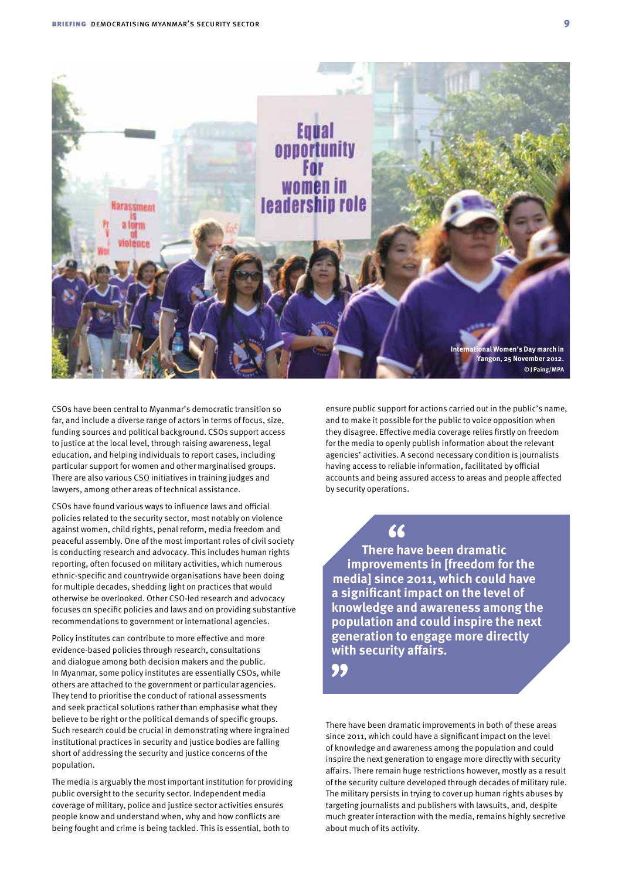International Women's Day march in Yangon, 25 November 2012. © J Paing/MPA

CSOs have been central to Myanmar's democratic transition so far, and include a diverse range of actors in terms of focus, size, funding sources and political background. CSOs support access to justice at the local level, through raising awareness, legal education, and helping individuals to report cases, including particular support for women and other marginalised groups. There are also various CSO initiatives in training judges and lawyers, among other areas of technical assistance.

CSOs have found various ways to influence laws and official policies related to the security sector, most notably on violence against women, child rights, penal reform, media freedom and peaceful assembly. One of the most important roles of civil society is conducting research and advocacy. This includes human rights reporting, often focused on military activities, which numerous ethnic-specific and countrywide organisations have been doing for multiple decades, shedding light on practices that would otherwise be overlooked. Other CSO-led research and advocacy focuses on specific policies and laws and on providing substantive recommendations to government or international agencies.

Policy institutes can contribute to more effective and more evidence-based policies through research, consultations and dialogue among both decision makers and the public. In Myanmar, some policy institutes are essentially CSOs, while others are attached to the government or particular agencies. They tend to prioritise the conduct of rational assessments and seek practical solutions rather than emphasise what they believe to be right or the political demands of specific groups. Such research could be crucial in demonstrating where ingrained institutional practices in security and justice bodies are falling short of addressing the security and justice concerns of the population.

The media is arguably the most important institution for providing public oversight to the security sector. Independent media coverage of military, police and justice sector activities ensures people know and understand when, why and how conflicts are being fought and crime is being tackled. This is essential, both to ensure public support for actions carried out in the public's name, and to make it possible for the public to voice opposition when they disagree. Effective media coverage relies firstly on freedom for the media to openly publish information about the relevant agencies' activities. A second necessary condition is journalists having access to reliable information, facilitated by official accounts and being assured access to areas and people affected by security operations.

> **"There have been dramatic improvements in [freedom for the media] since 2011, which could have a significant impact on the level of knowledge and awareness among the population and could inspire the next generation to engage more directly with security affairs."**

There have been dramatic improvements in both of these areas since 2011, which could have a significant impact on the level of knowledge and awareness among the population and could inspire the next generation to engage more directly with security affairs. There remain huge restrictions however, mostly as a result of the security culture developed through decades of military rule. The military persists in trying to cover up human rights abuses by targeting journalists and publishers with lawsuits, and, despite much greater interaction with the media, remains highly secretive about much of its activity.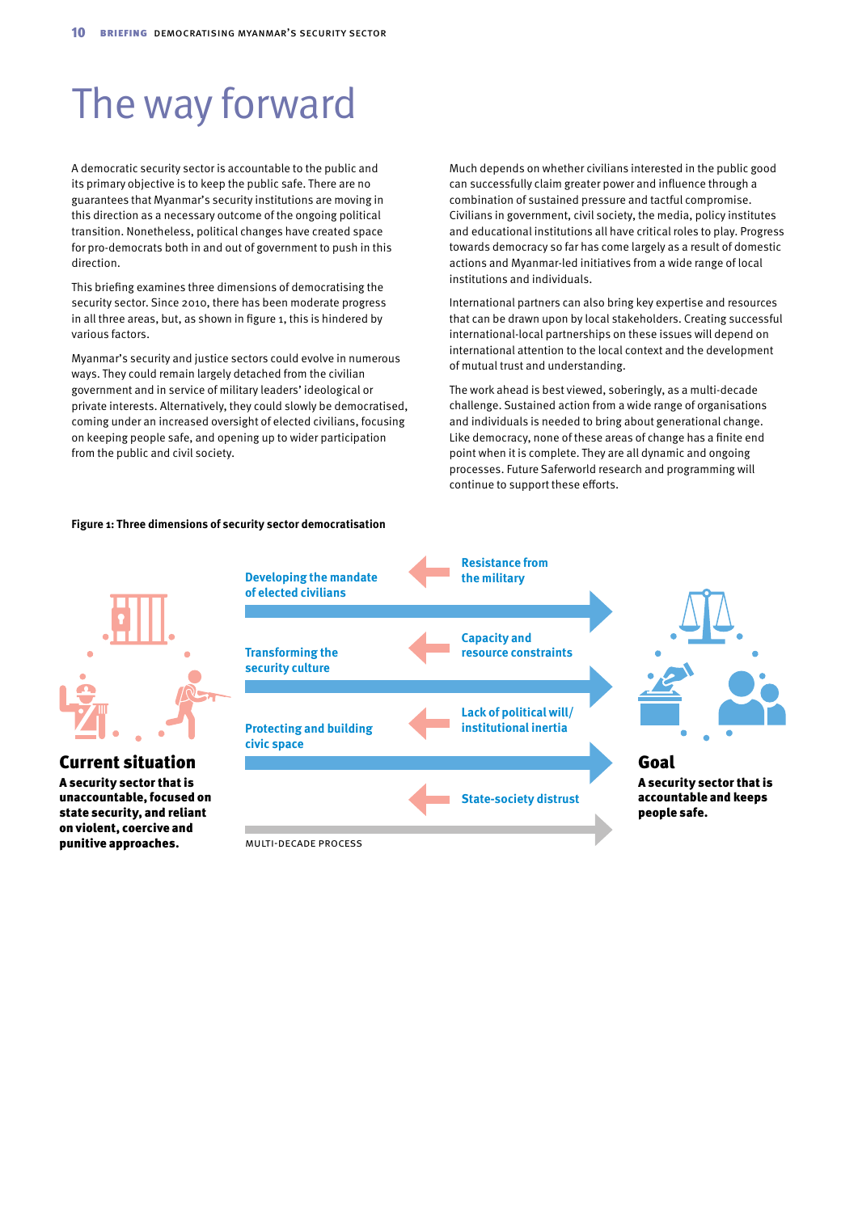# The way forward

A democratic security sector is accountable to the public and its primary objective is to keep the public safe. There are no guarantees that Myanmar's security institutions are moving in this direction as a necessary outcome of the ongoing political transition. Nonetheless, political changes have created space for pro-democrats both in and out of government to push in this direction.

This briefing examines three dimensions of democratising the security sector. Since 2010, there has been moderate progress in all three areas, but, as shown in figure 1, this is hindered by various factors.

Myanmar's security and justice sectors could evolve in numerous ways. They could remain largely detached from the civilian government and in service of military leaders' ideological or private interests. Alternatively, they could slowly be democratised, coming under an increased oversight of elected civilians, focusing on keeping people safe, and opening up to wider participation from the public and civil society.

Much depends on whether civilians interested in the public good can successfully claim greater power and influence through a combination of sustained pressure and tactful compromise. Civilians in government, civil society, the media, policy institutes and educational institutions all have critical roles to play. Progress towards democracy so far has come largely as a result of domestic actions and Myanmar-led initiatives from a wide range of local institutions and individuals.

International partners can also bring key expertise and resources that can be drawn upon by local stakeholders. Creating successful international-local partnerships on these issues will depend on international attention to the local context and the development of mutual trust and understanding.

The work ahead is best viewed, soberingly, as a multi-decade challenge. Sustained action from a wide range of organisations and individuals is needed to bring about generational change. Like democracy, none of these areas of change has a finite end point when it is complete. They are all dynamic and ongoing processes. Future Saferworld research and programming will continue to support these efforts.

**Figure 1: Three dimensions of security sector democratisation**

**Current situation**

**A security sector that is unaccountable, focused on state security, and reliant on violent, coercive and punitive approaches.**

Developing the mandate of elected civilians

Transforming the security culture

Protecting and building civic space

Resistance from the military

Capacity and resource constraints

Lack of political will/ institutional inertia

State-society distrust

MULTI-DECADE PROCESS

**Goal**

**A security sector that is accountable and keeps people safe.**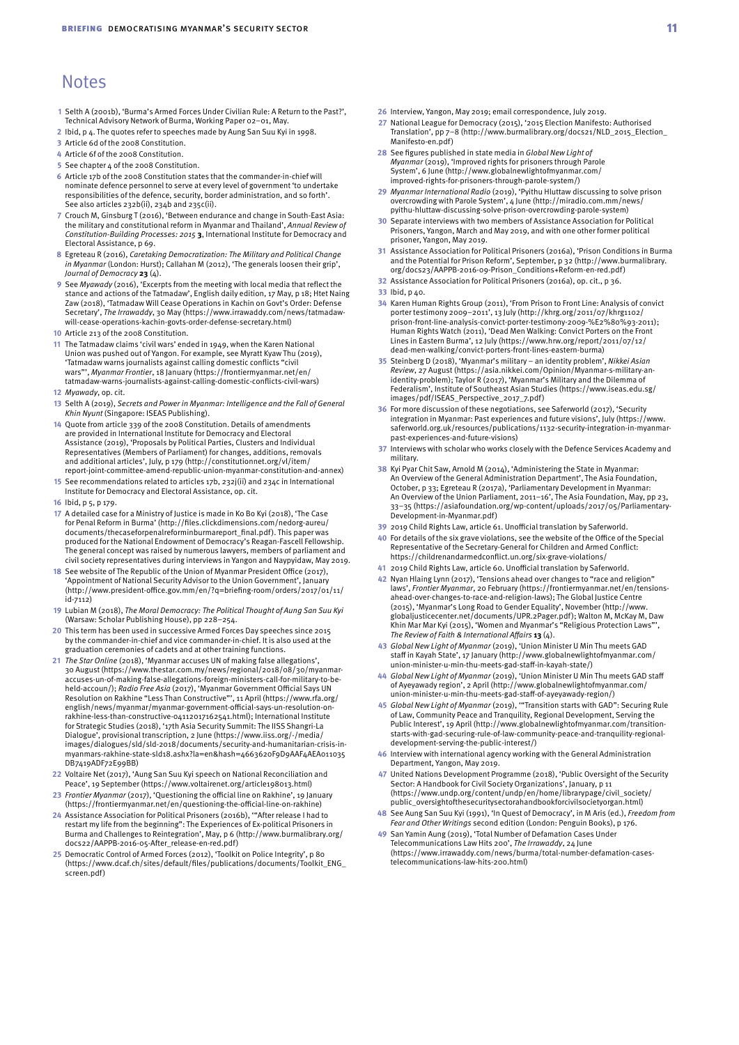# Notes

1. Selth A (2001b), 'Burma's Armed Forces Under Civilian Rule: A Return to the Past?', Technical Advisory Network of Burma, Working Paper 02–01, May.
2. Ibid, p 4. The quotes refer to speeches made by Aung San Suu Kyi in 1998.
3. Article 6d of the 2008 Constitution.
4. Article 6f of the 2008 Constitution.
5. See chapter 4 of the 2008 Constitution.
6. Article 17b of the 2008 Constitution states that the commander-in-chief will nominate defence personnel to serve at every level of government 'to undertake responsibilities of the defence, security, border administration, and so forth'. See also articles 232b(ii), 234b and 235c(ii).
7. Crouch M, Ginsburg T (2016), 'Between endurance and change in South-East Asia: the military and constitutional reform in Myanmar and Thailand', *Annual Review of Constitution-Building Processes: 2015* **3**, International Institute for Democracy and Electoral Assistance, p 69.
8. Egreteau R (2016), *Caretaking Democratization: The Military and Political Change in Myanmar* (London: Hurst); Callahan M (2012), 'The generals loosen their grip', *Journal of Democracy* **23** (4).
9. See *Myawady* (2016), 'Excerpts from the meeting with local media that reflect the stance and actions of the Tatmadaw', English daily edition, 17 May, p 18; Htet Naing Zaw (2018), 'Tatmadaw Will Cease Operations in Kachin on Govt's Order: Defense Secretary', *The Irrawaddy*, 30 May (https://www.irrawaddy.com/news/tatmadaw-will-cease-operations-kachin-govts-order-defense-secretary.html)
10. Article 213 of the 2008 Constitution.
11. The Tatmadaw claims 'civil wars' ended in 1949, when the Karen National Union was pushed out of Yangon. For example, see Myratt Kyaw Thu (2019), 'Tatmadaw warns journalists against calling domestic conflicts "civil wars"', *Myanmar Frontier*, 18 January (https://frontiermyanmar.net/en/tatmadaw-warns-journalists-against-calling-domestic-conflicts-civil-wars)
12. *Myawady*, op. cit.
13. Selth A (2019), *Secrets and Power in Myanmar: Intelligence and the Fall of General Khin Nyunt* (Singapore: ISEAS Publishing).
14. Quote from article 339 of the 2008 Constitution. Details of amendments are provided in International Institute for Democracy and Electoral Assistance (2019), 'Proposals by Political Parties, Clusters and Individual Representatives (Members of Parliament) for changes, additions, removals and additional articles', July, p 179 (http://constitutionnet.org/vl/item/report-joint-committee-amend-republic-union-myanmar-constitution-and-annex)
15. See recommendations related to articles 17b, 232j(ii) and 234c in International Institute for Democracy and Electoral Assistance, op. cit.
16. Ibid, p 5, p 179.
17. A detailed case for a Ministry of Justice is made in Ko Bo Kyi (2018), 'The Case for Penal Reform in Burma' (http://files.clickdimensions.com/nedorg-aureu/documents/thecaseforpenalreforminburmareport_final.pdf). This paper was produced for the National Endowment of Democracy's Reagan-Fascell Fellowship. The general concept was raised by numerous lawyers, members of parliament and civil society representatives during interviews in Yangon and Naypyidaw, May 2019.
18. See website of The Republic of the Union of Myanmar President Office (2017), 'Appointment of National Security Advisor to the Union Government', January (http://www.president-office.gov.mm/en/?q=briefing-room/orders/2017/01/11/id-7112)
19. Lubian M (2018), *The Moral Democracy: The Political Thought of Aung San Suu Kyi* (Warsaw: Scholar Publishing House), pp 228–254.
20. This term has been used in successive Armed Forces Day speeches since 2015 by the commander-in-chief and vice commander-in-chief. It is also used at the graduation ceremonies of cadets and at other training functions.
21. *The Star Online* (2018), 'Myanmar accuses UN of making false allegations', 30 August (https://www.thestar.com.my/news/regional/2018/08/30/myanmar-accuses-un-of-making-false-allegations-foreign-ministers-call-for-military-to-be-held-accoun/); *Radio Free Asia* (2017), 'Myanmar Government Official Says UN Resolution on Rakhine "Less Than Constructive"', 11 April (https://www.rfa.org/english/news/myanmar/myanmar-government-official-says-un-resolution-on-rakhine-less-than-constructive-04112017162541.html); International Institute for Strategic Studies (2018), '17th Asia Security Summit: The IISS Shangri-La Dialogue', provisional transcription, 2 June (https://www.iiss.org/-/media/images/dialogues/sld/sld-2018/documents/security-and-humanitarian-crisis-in-myanmars-rakhine-state-sld18.ashx?la=en&hash=4663620F9D9AAF4AEA011035DB7419ADF72E99BB)
22. Voltaire Net (2017), 'Aung San Suu Kyi speech on National Reconciliation and Peace', 19 September (https://www.voltairenet.org/article198013.html)
23. *Frontier Myanmar* (2017), 'Questioning the official line on Rakhine', 19 January (https://frontiermyanmar.net/en/questioning-the-official-line-on-rakhine)
24. Assistance Association for Political Prisoners (2016b), '"After release I had to restart my life from the beginning": The Experiences of Ex-political Prisoners in Burma and Challenges to Reintegration', May, p 6 (http://www.burmalibrary.org/docs22/AAPPB-2016-05-After_release-en-red.pdf)
25. Democratic Control of Armed Forces (2012), 'Toolkit on Police Integrity', p 80 (https://www.dcaf.ch/sites/default/files/publications/documents/Toolkit_ENG_screen.pdf)
26. Interview, Yangon, May 2019; email correspondence, July 2019.
27. National League for Democracy (2015), '2015 Election Manifesto: Authorised Translation', pp 7–8 (http://www.burmalibrary.org/docs21/NLD_2015_Election_Manifesto-en.pdf)
28. See figures published in state media in *Global New Light of Myanmar* (2019), 'Improved rights for prisoners through Parole System', 6 June (http://www.globalnewlightofmyanmar.com/improved-rights-for-prisoners-through-parole-system/)
29. *Myanmar International Radio* (2019), 'Pyithu Hluttaw discussing to solve prison overcrowding with Parole System', 4 June (http://miradio.com.mm/news/pyithu-hluttaw-discussing-solve-prison-overcrowding-parole-system)
30. Separate interviews with two members of Assistance Association for Political Prisoners, Yangon, March and May 2019, and with one other former political prisoner, Yangon, May 2019.
31. Assistance Association for Political Prisoners (2016a), 'Prison Conditions in Burma and the Potential for Prison Reform', September, p 32 (http://www.burmalibrary.org/docs23/AAPPB-2016-09-Prison_Conditions+Reform-en-red.pdf)
32. Assistance Association for Political Prisoners (2016a), op. cit., p 36.
33. Ibid, p 40.
34. Karen Human Rights Group (2011), 'From Prison to Front Line: Analysis of convict porter testimony 2009–2011', 13 July (http://khrg.org/2011/07/khrg1102/prison-front-line-analysis-convict-porter-testimony-2009-%E2%80%93-2011); Human Rights Watch (2011), 'Dead Men Walking: Convict Porters on the Front Lines in Eastern Burma', 12 July (https://www.hrw.org/report/2011/07/12/dead-men-walking/convict-porters-front-lines-eastern-burma)
35. Steinberg D (2018), 'Myanmar's military – an identity problem', *Nikkei Asian Review*, 27 August (https://asia.nikkei.com/Opinion/Myanmar-s-military-an-identity-problem); Taylor R (2017), 'Myanmar's Military and the Dilemma of Federalism', Institute of Southeast Asian Studies (https://www.iseas.edu.sg/images/pdf/ISEAS_Perspective_2017_7.pdf)
36. For more discussion of these negotiations, see Saferworld (2017), 'Security integration in Myanmar: Past experiences and future visions', July (https://www.saferworld.org.uk/resources/publications/1132-security-integration-in-myanmar-past-experiences-and-future-visions)
37. Interviews with scholar who works closely with the Defence Services Academy and military.
38. Kyi Pyar Chit Saw, Arnold M (2014), 'Administering the State in Myanmar: An Overview of the General Administration Department', The Asia Foundation, October, p 33; Egreteau R (2017a), 'Parliamentary Development in Myanmar: An Overview of the Union Parliament, 2011–16', The Asia Foundation, May, pp 23, 33–35 (https://asiafoundation.org/wp-content/uploads/2017/05/Parliamentary-Development-in-Myanmar.pdf)
39. 2019 Child Rights Law, article 61. Unofficial translation by Saferworld.
40. For details of the six grave violations, see the website of the Office of the Special Representative of the Secretary-General for Children and Armed Conflict: https://childrenandarmedconflict.un.org/six-grave-violations/
41. 2019 Child Rights Law, article 60. Unofficial translation by Saferworld.
42. Nyan Hlaing Lynn (2017), 'Tensions ahead over changes to "race and religion" laws', *Frontier Myanmar*, 20 February (https://frontiermyanmar.net/en/tensions-ahead-over-changes-to-race-and-religion-laws); The Global Justice Centre (2015), 'Myanmar's Long Road to Gender Equality', November (http://www.globaljusticecenter.net/documents/UPR.2Pager.pdf); Walton M, McKay M, Daw Khin Mar Mar Kyi (2015), 'Women and Myanmar's "Religious Protection Laws"', *The Review of Faith & International Affairs* **13** (4).
43. *Global New Light of Myanmar* (2019), 'Union Minister U Min Thu meets GAD staff in Kayah State', 17 January (http://www.globalnewlightofmyanmar.com/union-minister-u-min-thu-meets-gad-staff-in-kayah-state/)
44. *Global New Light of Myanmar* (2019), 'Union Minister U Min Thu meets GAD staff of Ayeyawady region', 2 April (http://www.globalnewlightofmyanmar.com/union-minister-u-min-thu-meets-gad-staff-of-ayeyawady-region/)
45. *Global New Light of Myanmar* (2019), '"Transition starts with GAD": Securing Rule of Law, Community Peace and Tranquility, Regional Development, Serving the Public Interest', 19 April (http://www.globalnewlightofmyanmar.com/transition-starts-with-gad-securing-rule-of-law-community-peace-and-tranquility-regional-development-serving-the-public-interest/)
46. Interview with international agency working with the General Administration Department, Yangon, May 2019.
47. United Nations Development Programme (2018), 'Public Oversight of the Security Sector: A Handbook for Civil Society Organizations', January, p 11 (https://www.undp.org/content/undp/en/home/librarypage/civil_society/public_oversightofthesecuritysectorahandbookforcivilsocietyorgan.html)
48. See Aung San Suu Kyi (1991), 'In Quest of Democracy', in M Aris (ed.), *Freedom from Fear and Other Writings* second edition (London: Penguin Books), p 176.
49. San Yamin Aung (2019), 'Total Number of Defamation Cases Under Telecommunications Law Hits 200', *The Irrawaddy*, 24 June (https://www.irrawaddy.com/news/burma/total-number-defamation-cases-telecommunications-law-hits-200.html)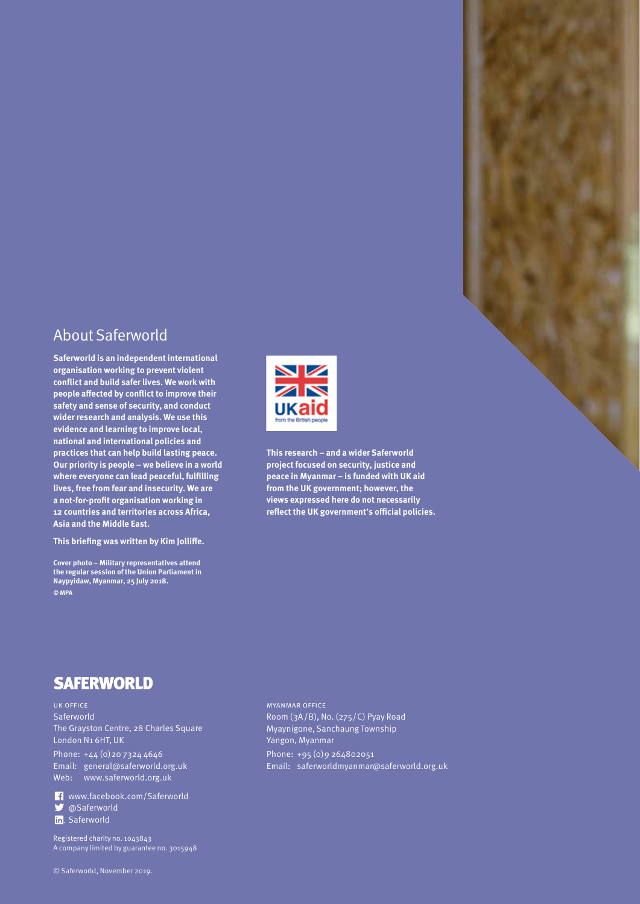## About Saferworld

**Saferworld is an independent international organisation working to prevent violent conflict and build safer lives. We work with people affected by conflict to improve their safety and sense of security, and conduct wider research and analysis. We use this evidence and learning to improve local, national and international policies and practices that can help build lasting peace. Our priority is people – we believe in a world where everyone can lead peaceful, fulfilling lives, free from fear and insecurity. We are a not-for-profit organisation working in 12 countries and territories across Africa, Asia and the Middle East.**

**This briefing was written by Kim Jolliffe.**

**Cover photo – Military representatives attend the regular session of the Union Parliament in Naypyidaw, Myanmar, 25 July 2018. © MPA**

UKaid from the British people

**This research – and a wider Saferworld project focused on security, justice and peace in Myanmar – is funded with UK aid from the UK government; however, the views expressed here do not necessarily reflect the UK government's official policies.**

**SAFERWORLD**

UK OFFICE
Saferworld
The Grayston Centre, 28 Charles Square
London N1 6HT, UK
Phone: +44 (0)20 7324 4646
Email: general@saferworld.org.uk
Web: www.saferworld.org.uk

www.facebook.com/Saferworld
@Saferworld
Saferworld

Registered charity no. 1043843
A company limited by guarantee no. 3015948

MYANMAR OFFICE
Room (3A/B), No. (275/C) Pyay Road
Myaynigone, Sanchaung Township
Yangon, Myanmar
Phone: +95 (0)9 264802051
Email: saferworldmyanmar@saferworld.org.uk

© Saferworld, November 2019.